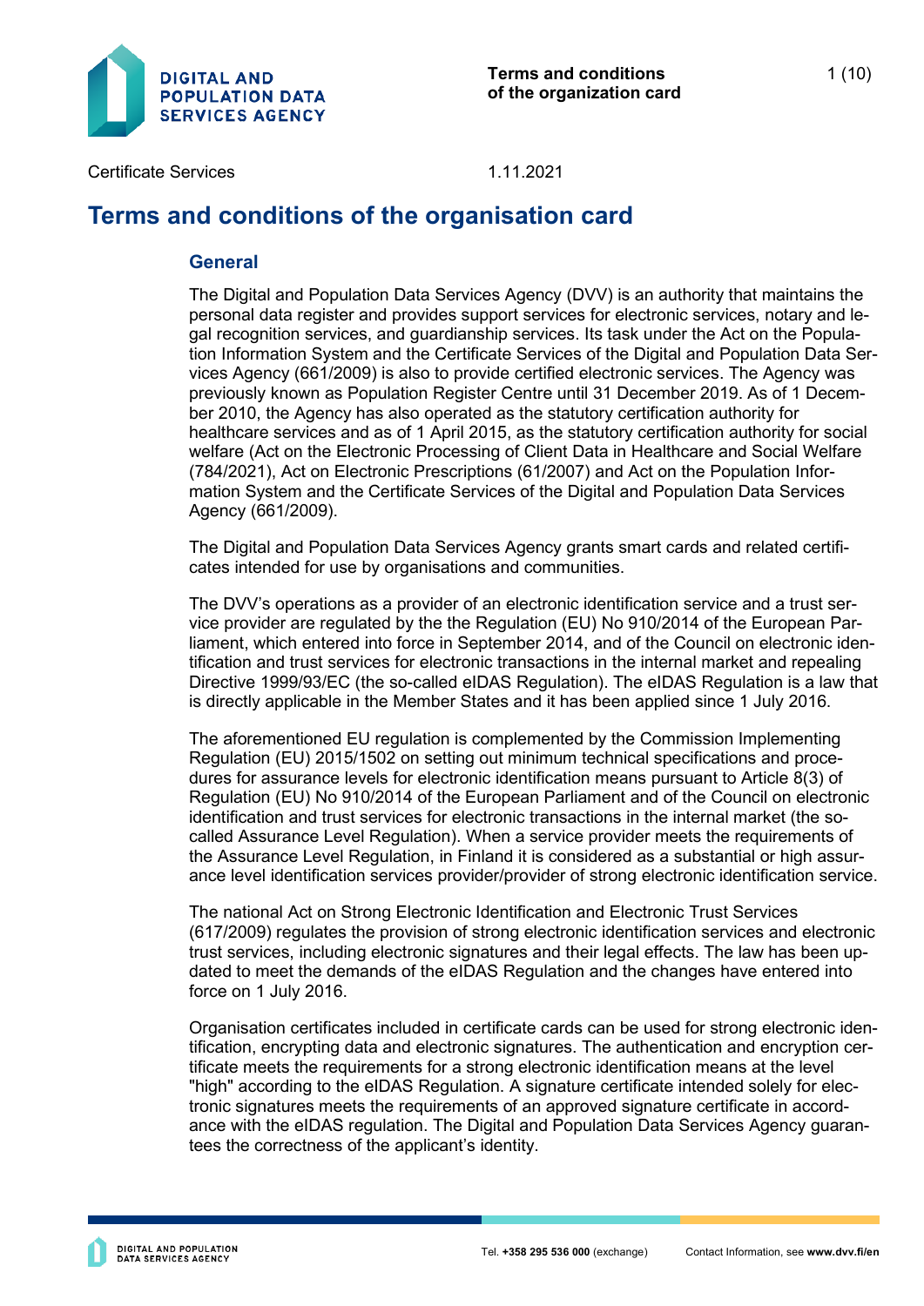Certificate Services

1.11.2021

# Terms and conditions of the organisation card

## General

The Digital and Population Data Services Agency (DVV) is an authority that maintains the personal data register and provides support services for electronic services, notary and legal recognition services, and guardianship services. Its task under the Act on the Population Information System and the Certificate Services of the Digital and Population Data Services Agency (661/2009) is also to provide certified electronic services. The Agency was previously known as Population Register Centre until 31 December 2019. As of 1 December 2010, the Agency has also operated as the statutory certification authority for healthcare services and as of 1 April 2015, as the statutory certification authority for social welfare (Act on the Electronic Processing of Client Data in Healthcare and Social Welfare (784/2021), Act on Electronic Prescriptions (61/2007) and Act on the Population Information System and the Certificate Services of the Digital and Population Data Services Agency (661/2009).

The Digital and Population Data Services Agency grants smart cards and related certificates intended for use by organisations and communities.

The DVV's operations as a provider of an electronic identification service and a trust service provider are regulated by the the Regulation (EU) No 910/2014 of the European Parliament, which entered into force in September 2014, and of the Council on electronic identification and trust services for electronic transactions in the internal market and repealing Directive 1999/93/EC (the so-called eIDAS Regulation). The eIDAS Regulation is a law that is directly applicable in the Member States and it has been applied since 1 July 2016.

The aforementioned EU regulation is complemented by the Commission Implementing Regulation (EU) 2015/1502 on setting out minimum technical specifications and procedures for assurance levels for electronic identification means pursuant to Article 8(3) of Regulation (EU) No 910/2014 of the European Parliament and of the Council on electronic identification and trust services for electronic transactions in the internal market (the so-called Assurance Level Regulation). When a service provider meets the requirements of the Assurance Level Regulation, in Finland it is considered as a substantial or high assurance level identification services provider/provider of strong electronic identification service.

The national Act on Strong Electronic Identification and Electronic Trust Services (617/2009) regulates the provision of strong electronic identification services and electronic trust services, including electronic signatures and their legal effects. The law has been updated to meet the demands of the eIDAS Regulation and the changes have entered into force on 1 July 2016.

Organisation certificates included in certificate cards can be used for strong electronic identification, encrypting data and electronic signatures. The authentication and encryption certificate meets the requirements for a strong electronic identification means at the level "high" according to the eIDAS Regulation. A signature certificate intended solely for electronic signatures meets the requirements of an approved signature certificate in accordance with the eIDAS regulation. The Digital and Population Data Services Agency guarantees the correctness of the applicant's identity.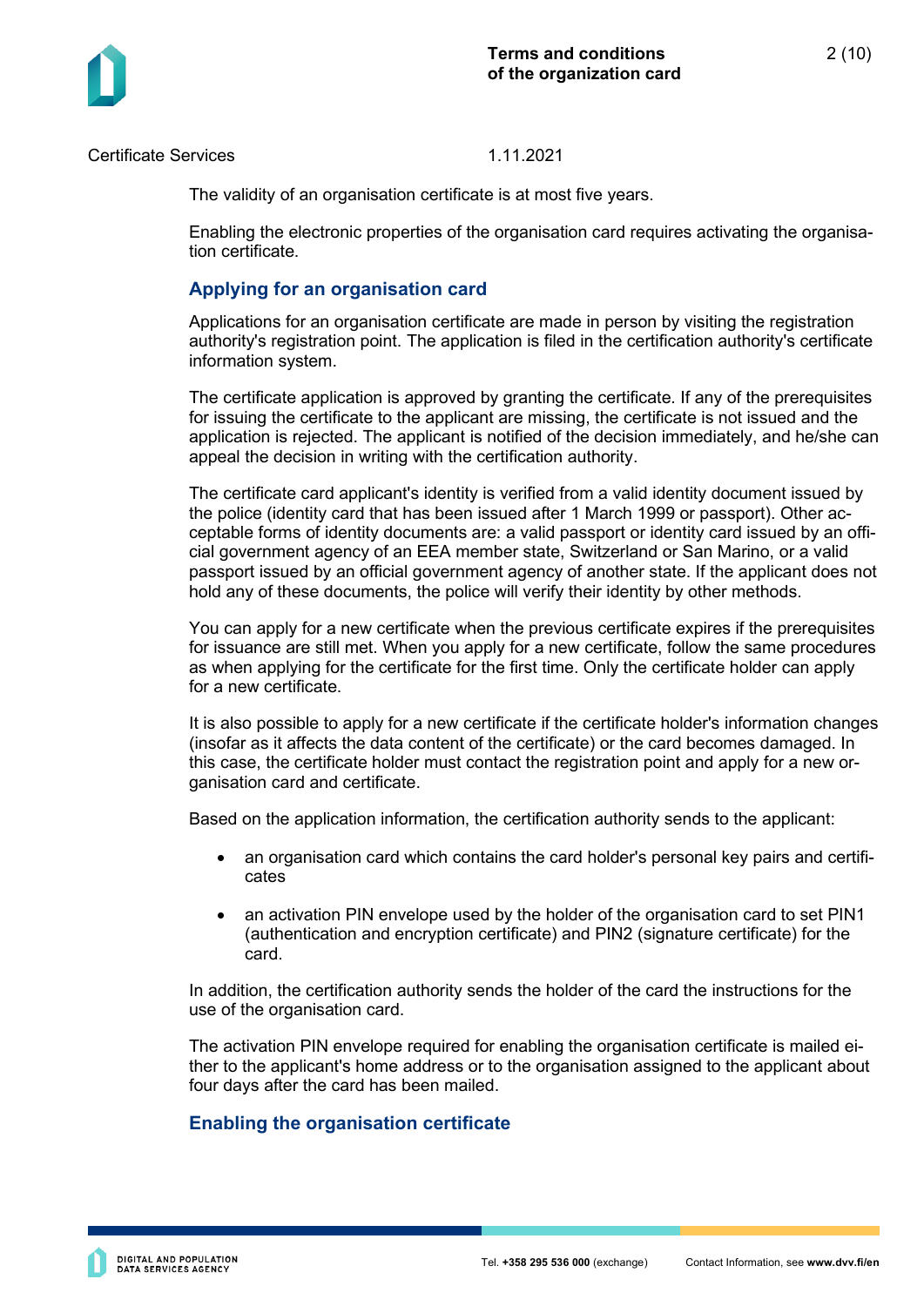The validity of an organisation certificate is at most five years.

Enabling the electronic properties of the organisation card requires activating the organisation certificate.

## Applying for an organisation card

Applications for an organisation certificate are made in person by visiting the registration authority's registration point. The application is filed in the certification authority's certificate information system.

The certificate application is approved by granting the certificate. If any of the prerequisites for issuing the certificate to the applicant are missing, the certificate is not issued and the application is rejected. The applicant is notified of the decision immediately, and he/she can appeal the decision in writing with the certification authority.

The certificate card applicant's identity is verified from a valid identity document issued by the police (identity card that has been issued after 1 March 1999 or passport). Other acceptable forms of identity documents are: a valid passport or identity card issued by an official government agency of an EEA member state, Switzerland or San Marino, or a valid passport issued by an official government agency of another state. If the applicant does not hold any of these documents, the police will verify their identity by other methods.

You can apply for a new certificate when the previous certificate expires if the prerequisites for issuance are still met. When you apply for a new certificate, follow the same procedures as when applying for the certificate for the first time. Only the certificate holder can apply for a new certificate.

It is also possible to apply for a new certificate if the certificate holder's information changes (insofar as it affects the data content of the certificate) or the card becomes damaged. In this case, the certificate holder must contact the registration point and apply for a new organisation card and certificate.

Based on the application information, the certification authority sends to the applicant:

- an organisation card which contains the card holder's personal key pairs and certificates
- an activation PIN envelope used by the holder of the organisation card to set PIN1 (authentication and encryption certificate) and PIN2 (signature certificate) for the card.

In addition, the certification authority sends the holder of the card the instructions for the use of the organisation card.

The activation PIN envelope required for enabling the organisation certificate is mailed either to the applicant's home address or to the organisation assigned to the applicant about four days after the card has been mailed.

## Enabling the organisation certificate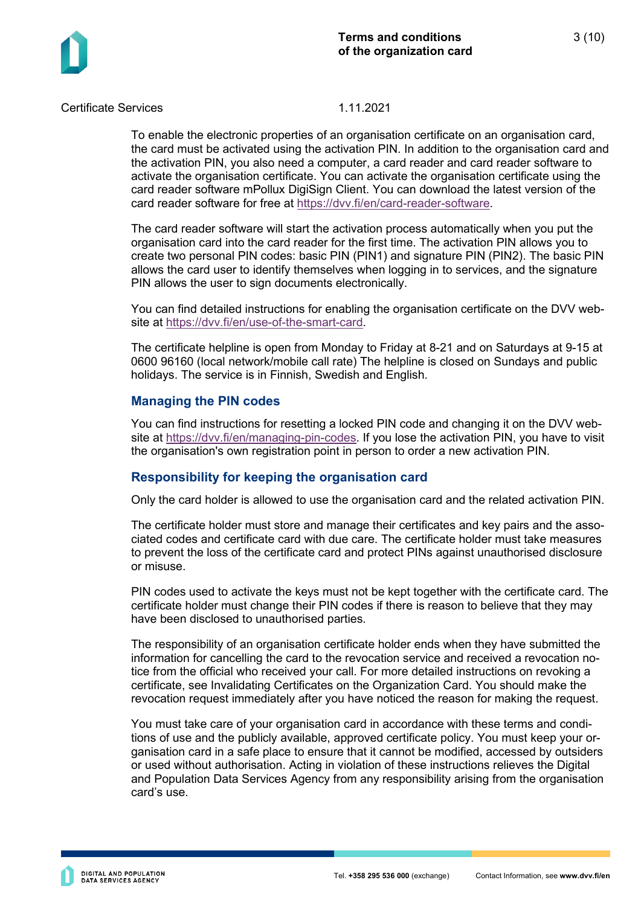To enable the electronic properties of an organisation certificate on an organisation card, the card must be activated using the activation PIN. In addition to the organisation card and the activation PIN, you also need a computer, a card reader and card reader software to activate the organisation certificate. You can activate the organisation certificate using the card reader software mPollux DigiSign Client. You can download the latest version of the card reader software for free at https://dvv.fi/en/card-reader-software.

The card reader software will start the activation process automatically when you put the organisation card into the card reader for the first time. The activation PIN allows you to create two personal PIN codes: basic PIN (PIN1) and signature PIN (PIN2). The basic PIN allows the card user to identify themselves when logging in to services, and the signature PIN allows the user to sign documents electronically.

You can find detailed instructions for enabling the organisation certificate on the DVV website at https://dvv.fi/en/use-of-the-smart-card.

The certificate helpline is open from Monday to Friday at 8-21 and on Saturdays at 9-15 at 0600 96160 (local network/mobile call rate) The helpline is closed on Sundays and public holidays. The service is in Finnish, Swedish and English.

## Managing the PIN codes

You can find instructions for resetting a locked PIN code and changing it on the DVV website at https://dvv.fi/en/managing-pin-codes. If you lose the activation PIN, you have to visit the organisation's own registration point in person to order a new activation PIN.

## Responsibility for keeping the organisation card

Only the card holder is allowed to use the organisation card and the related activation PIN.

The certificate holder must store and manage their certificates and key pairs and the associated codes and certificate card with due care. The certificate holder must take measures to prevent the loss of the certificate card and protect PINs against unauthorised disclosure or misuse.

PIN codes used to activate the keys must not be kept together with the certificate card. The certificate holder must change their PIN codes if there is reason to believe that they may have been disclosed to unauthorised parties.

The responsibility of an organisation certificate holder ends when they have submitted the information for cancelling the card to the revocation service and received a revocation notice from the official who received your call. For more detailed instructions on revoking a certificate, see Invalidating Certificates on the Organization Card. You should make the revocation request immediately after you have noticed the reason for making the request.

You must take care of your organisation card in accordance with these terms and conditions of use and the publicly available, approved certificate policy. You must keep your organisation card in a safe place to ensure that it cannot be modified, accessed by outsiders or used without authorisation. Acting in violation of these instructions relieves the Digital and Population Data Services Agency from any responsibility arising from the organisation card's use.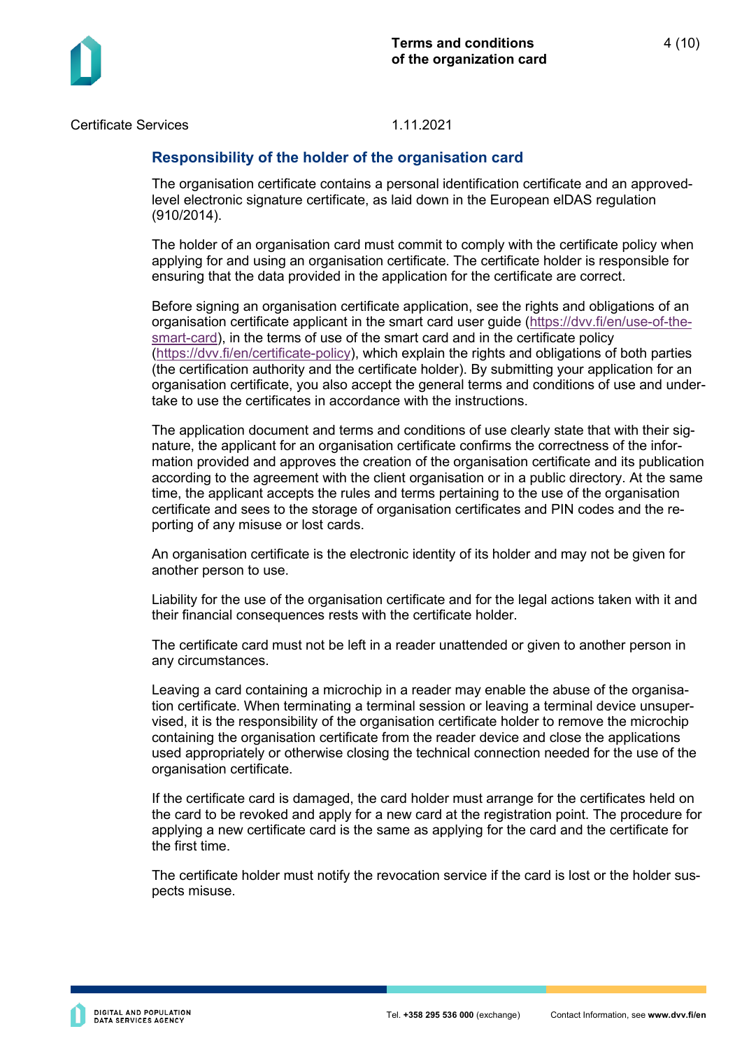## Responsibility of the holder of the organisation card

The organisation certificate contains a personal identification certificate and an approved-level electronic signature certificate, as laid down in the European eIDAS regulation (910/2014).

The holder of an organisation card must commit to comply with the certificate policy when applying for and using an organisation certificate. The certificate holder is responsible for ensuring that the data provided in the application for the certificate are correct.

Before signing an organisation certificate application, see the rights and obligations of an organisation certificate applicant in the smart card user guide (https://dvv.fi/en/use-of-the-smart-card), in the terms of use of the smart card and in the certificate policy (https://dvv.fi/en/certificate-policy), which explain the rights and obligations of both parties (the certification authority and the certificate holder). By submitting your application for an organisation certificate, you also accept the general terms and conditions of use and undertake to use the certificates in accordance with the instructions.

The application document and terms and conditions of use clearly state that with their signature, the applicant for an organisation certificate confirms the correctness of the information provided and approves the creation of the organisation certificate and its publication according to the agreement with the client organisation or in a public directory. At the same time, the applicant accepts the rules and terms pertaining to the use of the organisation certificate and sees to the storage of organisation certificates and PIN codes and the reporting of any misuse or lost cards.

An organisation certificate is the electronic identity of its holder and may not be given for another person to use.

Liability for the use of the organisation certificate and for the legal actions taken with it and their financial consequences rests with the certificate holder.

The certificate card must not be left in a reader unattended or given to another person in any circumstances.

Leaving a card containing a microchip in a reader may enable the abuse of the organisation certificate. When terminating a terminal session or leaving a terminal device unsupervised, it is the responsibility of the organisation certificate holder to remove the microchip containing the organisation certificate from the reader device and close the applications used appropriately or otherwise closing the technical connection needed for the use of the organisation certificate.

If the certificate card is damaged, the card holder must arrange for the certificates held on the card to be revoked and apply for a new card at the registration point. The procedure for applying a new certificate card is the same as applying for the card and the certificate for the first time.

The certificate holder must notify the revocation service if the card is lost or the holder suspects misuse.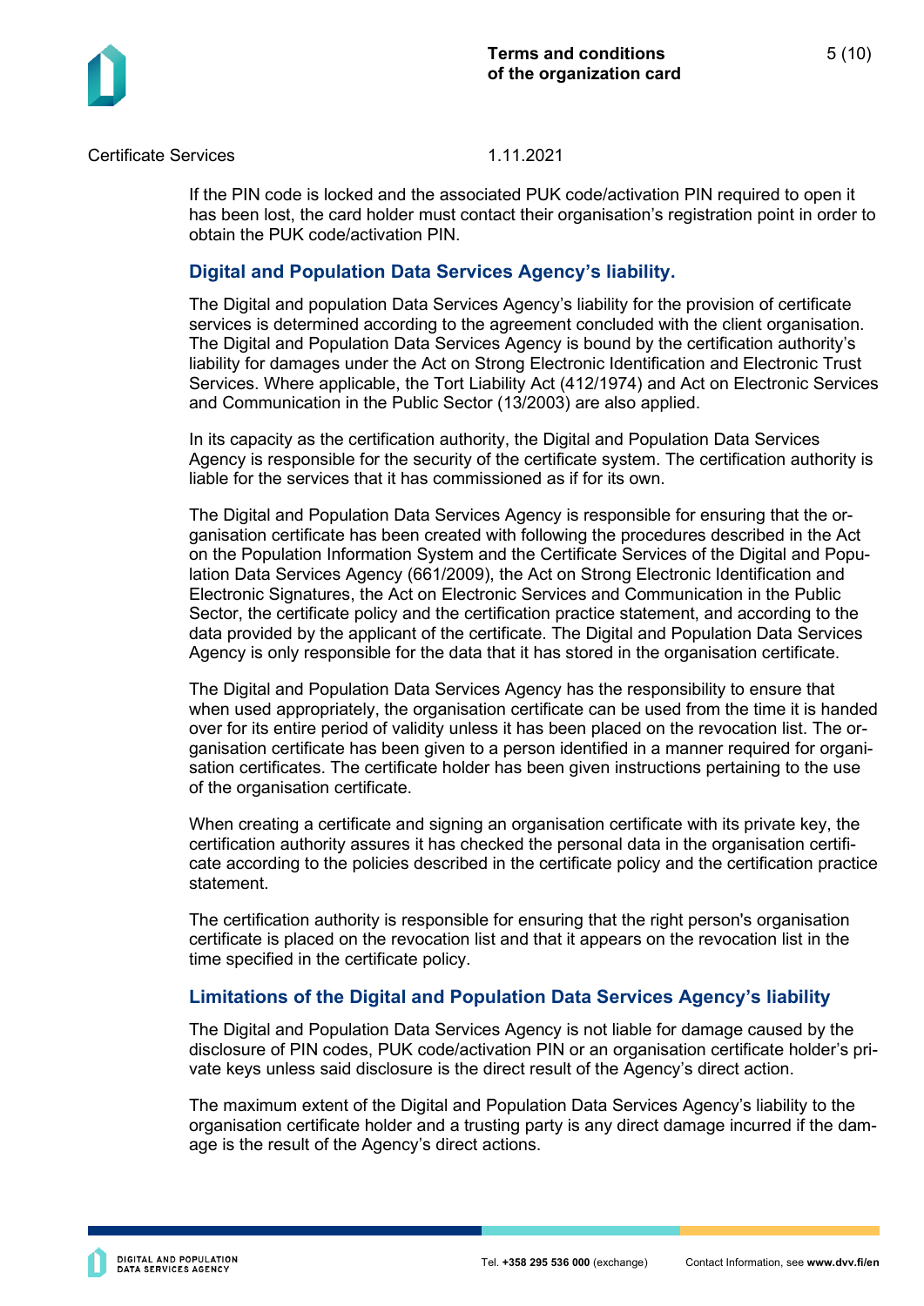If the PIN code is locked and the associated PUK code/activation PIN required to open it has been lost, the card holder must contact their organisation's registration point in order to obtain the PUK code/activation PIN.

## Digital and Population Data Services Agency's liability.

The Digital and population Data Services Agency's liability for the provision of certificate services is determined according to the agreement concluded with the client organisation. The Digital and Population Data Services Agency is bound by the certification authority's liability for damages under the Act on Strong Electronic Identification and Electronic Trust Services. Where applicable, the Tort Liability Act (412/1974) and Act on Electronic Services and Communication in the Public Sector (13/2003) are also applied.

In its capacity as the certification authority, the Digital and Population Data Services Agency is responsible for the security of the certificate system. The certification authority is liable for the services that it has commissioned as if for its own.

The Digital and Population Data Services Agency is responsible for ensuring that the organisation certificate has been created with following the procedures described in the Act on the Population Information System and the Certificate Services of the Digital and Population Data Services Agency (661/2009), the Act on Strong Electronic Identification and Electronic Signatures, the Act on Electronic Services and Communication in the Public Sector, the certificate policy and the certification practice statement, and according to the data provided by the applicant of the certificate. The Digital and Population Data Services Agency is only responsible for the data that it has stored in the organisation certificate.

The Digital and Population Data Services Agency has the responsibility to ensure that when used appropriately, the organisation certificate can be used from the time it is handed over for its entire period of validity unless it has been placed on the revocation list. The organisation certificate has been given to a person identified in a manner required for organisation certificates. The certificate holder has been given instructions pertaining to the use of the organisation certificate.

When creating a certificate and signing an organisation certificate with its private key, the certification authority assures it has checked the personal data in the organisation certificate according to the policies described in the certificate policy and the certification practice statement.

The certification authority is responsible for ensuring that the right person's organisation certificate is placed on the revocation list and that it appears on the revocation list in the time specified in the certificate policy.

## Limitations of the Digital and Population Data Services Agency's liability

The Digital and Population Data Services Agency is not liable for damage caused by the disclosure of PIN codes, PUK code/activation PIN or an organisation certificate holder's private keys unless said disclosure is the direct result of the Agency's direct action.

The maximum extent of the Digital and Population Data Services Agency's liability to the organisation certificate holder and a trusting party is any direct damage incurred if the damage is the result of the Agency's direct actions.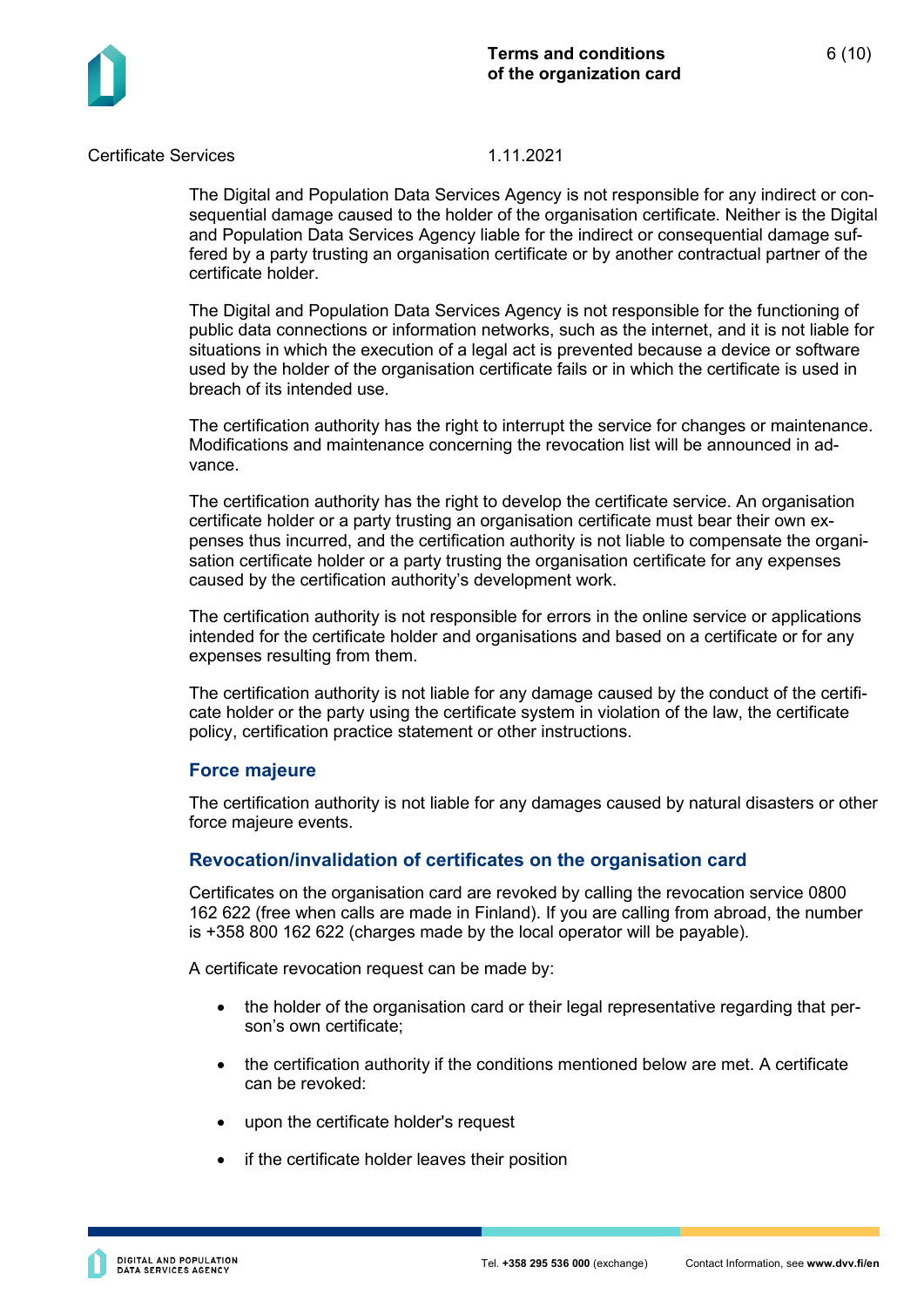The Digital and Population Data Services Agency is not responsible for any indirect or consequential damage caused to the holder of the organisation certificate. Neither is the Digital and Population Data Services Agency liable for the indirect or consequential damage suffered by a party trusting an organisation certificate or by another contractual partner of the certificate holder.

The Digital and Population Data Services Agency is not responsible for the functioning of public data connections or information networks, such as the internet, and it is not liable for situations in which the execution of a legal act is prevented because a device or software used by the holder of the organisation certificate fails or in which the certificate is used in breach of its intended use.

The certification authority has the right to interrupt the service for changes or maintenance. Modifications and maintenance concerning the revocation list will be announced in advance.

The certification authority has the right to develop the certificate service. An organisation certificate holder or a party trusting an organisation certificate must bear their own expenses thus incurred, and the certification authority is not liable to compensate the organisation certificate holder or a party trusting the organisation certificate for any expenses caused by the certification authority's development work.

The certification authority is not responsible for errors in the online service or applications intended for the certificate holder and organisations and based on a certificate or for any expenses resulting from them.

The certification authority is not liable for any damage caused by the conduct of the certificate holder or the party using the certificate system in violation of the law, the certificate policy, certification practice statement or other instructions.

## Force majeure

The certification authority is not liable for any damages caused by natural disasters or other force majeure events.

## Revocation/invalidation of certificates on the organisation card

Certificates on the organisation card are revoked by calling the revocation service 0800 162 622 (free when calls are made in Finland). If you are calling from abroad, the number is +358 800 162 622 (charges made by the local operator will be payable).

A certificate revocation request can be made by:

- the holder of the organisation card or their legal representative regarding that person's own certificate;
- the certification authority if the conditions mentioned below are met. A certificate can be revoked:
- upon the certificate holder's request
- if the certificate holder leaves their position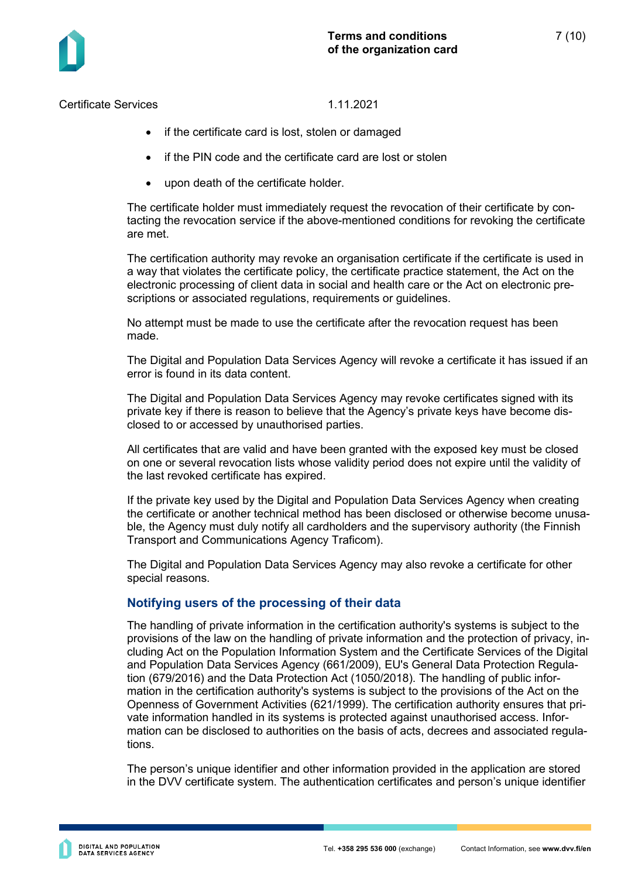- if the certificate card is lost, stolen or damaged
- if the PIN code and the certificate card are lost or stolen
- upon death of the certificate holder.

The certificate holder must immediately request the revocation of their certificate by contacting the revocation service if the above-mentioned conditions for revoking the certificate are met.

The certification authority may revoke an organisation certificate if the certificate is used in a way that violates the certificate policy, the certificate practice statement, the Act on the electronic processing of client data in social and health care or the Act on electronic prescriptions or associated regulations, requirements or guidelines.

No attempt must be made to use the certificate after the revocation request has been made.

The Digital and Population Data Services Agency will revoke a certificate it has issued if an error is found in its data content.

The Digital and Population Data Services Agency may revoke certificates signed with its private key if there is reason to believe that the Agency's private keys have become disclosed to or accessed by unauthorised parties.

All certificates that are valid and have been granted with the exposed key must be closed on one or several revocation lists whose validity period does not expire until the validity of the last revoked certificate has expired.

If the private key used by the Digital and Population Data Services Agency when creating the certificate or another technical method has been disclosed or otherwise become unusable, the Agency must duly notify all cardholders and the supervisory authority (the Finnish Transport and Communications Agency Traficom).

The Digital and Population Data Services Agency may also revoke a certificate for other special reasons.

## Notifying users of the processing of their data

The handling of private information in the certification authority's systems is subject to the provisions of the law on the handling of private information and the protection of privacy, including Act on the Population Information System and the Certificate Services of the Digital and Population Data Services Agency (661/2009), EU's General Data Protection Regulation (679/2016) and the Data Protection Act (1050/2018). The handling of public information in the certification authority's systems is subject to the provisions of the Act on the Openness of Government Activities (621/1999). The certification authority ensures that private information handled in its systems is protected against unauthorised access. Information can be disclosed to authorities on the basis of acts, decrees and associated regulations.

The person's unique identifier and other information provided in the application are stored in the DVV certificate system. The authentication certificates and person's unique identifier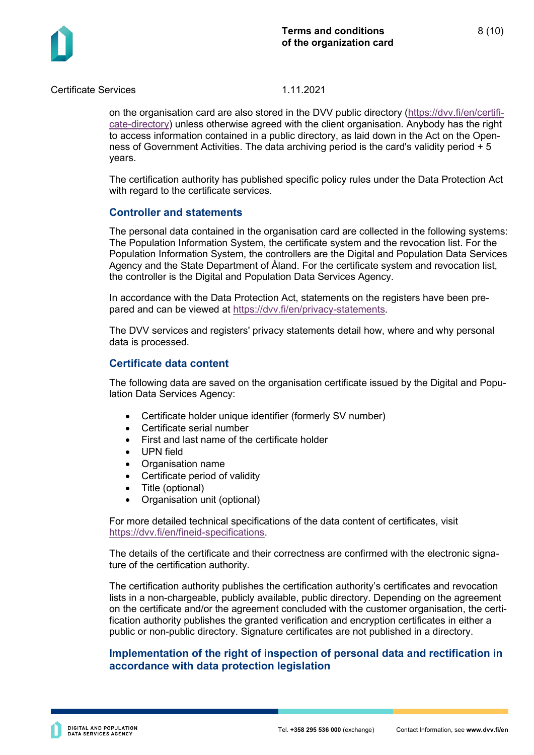on the organisation card are also stored in the DVV public directory (https://dvv.fi/en/certificate-directory) unless otherwise agreed with the client organisation. Anybody has the right to access information contained in a public directory, as laid down in the Act on the Openness of Government Activities. The data archiving period is the card's validity period + 5 years.

The certification authority has published specific policy rules under the Data Protection Act with regard to the certificate services.

## Controller and statements

The personal data contained in the organisation card are collected in the following systems: The Population Information System, the certificate system and the revocation list. For the Population Information System, the controllers are the Digital and Population Data Services Agency and the State Department of Åland. For the certificate system and revocation list, the controller is the Digital and Population Data Services Agency.

In accordance with the Data Protection Act, statements on the registers have been prepared and can be viewed at https://dvv.fi/en/privacy-statements.

The DVV services and registers' privacy statements detail how, where and why personal data is processed.

## Certificate data content

The following data are saved on the organisation certificate issued by the Digital and Population Data Services Agency:

- Certificate holder unique identifier (formerly SV number)
- Certificate serial number
- First and last name of the certificate holder
- UPN field
- Organisation name
- Certificate period of validity
- Title (optional)
- Organisation unit (optional)

For more detailed technical specifications of the data content of certificates, visit https://dvv.fi/en/fineid-specifications.

The details of the certificate and their correctness are confirmed with the electronic signature of the certification authority.

The certification authority publishes the certification authority's certificates and revocation lists in a non-chargeable, publicly available, public directory. Depending on the agreement on the certificate and/or the agreement concluded with the customer organisation, the certification authority publishes the granted verification and encryption certificates in either a public or non-public directory. Signature certificates are not published in a directory.

## Implementation of the right of inspection of personal data and rectification in accordance with data protection legislation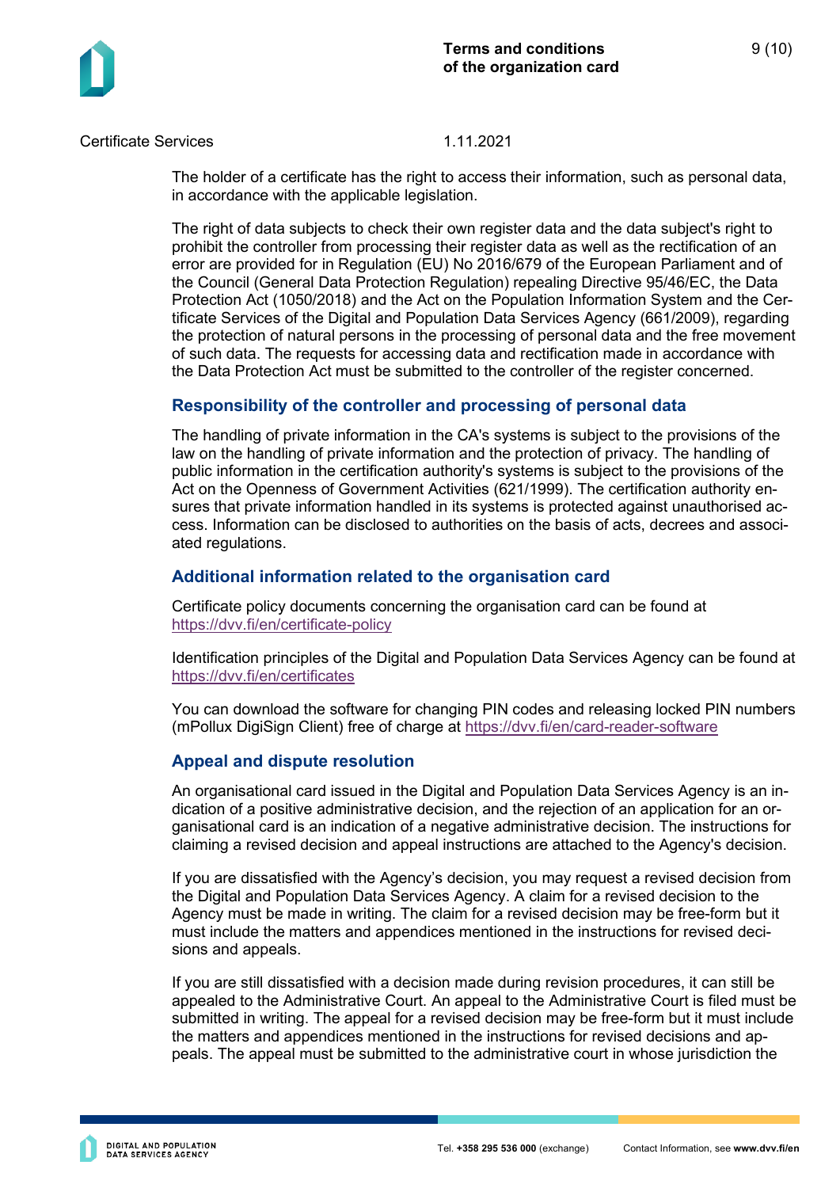The holder of a certificate has the right to access their information, such as personal data, in accordance with the applicable legislation.

The right of data subjects to check their own register data and the data subject's right to prohibit the controller from processing their register data as well as the rectification of an error are provided for in Regulation (EU) No 2016/679 of the European Parliament and of the Council (General Data Protection Regulation) repealing Directive 95/46/EC, the Data Protection Act (1050/2018) and the Act on the Population Information System and the Certificate Services of the Digital and Population Data Services Agency (661/2009), regarding the protection of natural persons in the processing of personal data and the free movement of such data. The requests for accessing data and rectification made in accordance with the Data Protection Act must be submitted to the controller of the register concerned.

## Responsibility of the controller and processing of personal data

The handling of private information in the CA's systems is subject to the provisions of the law on the handling of private information and the protection of privacy. The handling of public information in the certification authority's systems is subject to the provisions of the Act on the Openness of Government Activities (621/1999). The certification authority ensures that private information handled in its systems is protected against unauthorised access. Information can be disclosed to authorities on the basis of acts, decrees and associated regulations.

## Additional information related to the organisation card

Certificate policy documents concerning the organisation card can be found at https://dvv.fi/en/certificate-policy

Identification principles of the Digital and Population Data Services Agency can be found at https://dvv.fi/en/certificates

You can download the software for changing PIN codes and releasing locked PIN numbers (mPollux DigiSign Client) free of charge at https://dvv.fi/en/card-reader-software

## Appeal and dispute resolution

An organisational card issued in the Digital and Population Data Services Agency is an indication of a positive administrative decision, and the rejection of an application for an organisational card is an indication of a negative administrative decision. The instructions for claiming a revised decision and appeal instructions are attached to the Agency's decision.

If you are dissatisfied with the Agency's decision, you may request a revised decision from the Digital and Population Data Services Agency. A claim for a revised decision to the Agency must be made in writing. The claim for a revised decision may be free-form but it must include the matters and appendices mentioned in the instructions for revised decisions and appeals.

If you are still dissatisfied with a decision made during revision procedures, it can still be appealed to the Administrative Court. An appeal to the Administrative Court is filed must be submitted in writing. The appeal for a revised decision may be free-form but it must include the matters and appendices mentioned in the instructions for revised decisions and appeals. The appeal must be submitted to the administrative court in whose jurisdiction the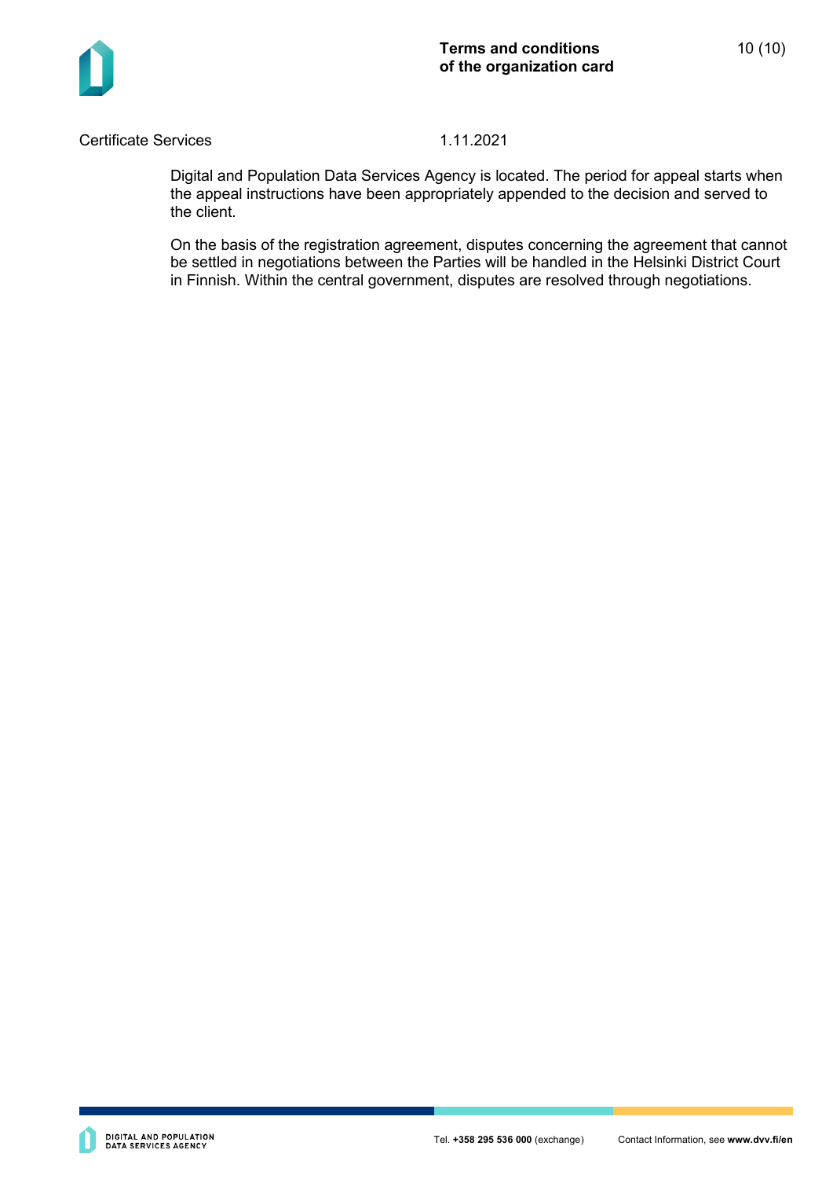Digital and Population Data Services Agency is located. The period for appeal starts when the appeal instructions have been appropriately appended to the decision and served to the client.

On the basis of the registration agreement, disputes concerning the agreement that cannot be settled in negotiations between the Parties will be handled in the Helsinki District Court in Finnish. Within the central government, disputes are resolved through negotiations.